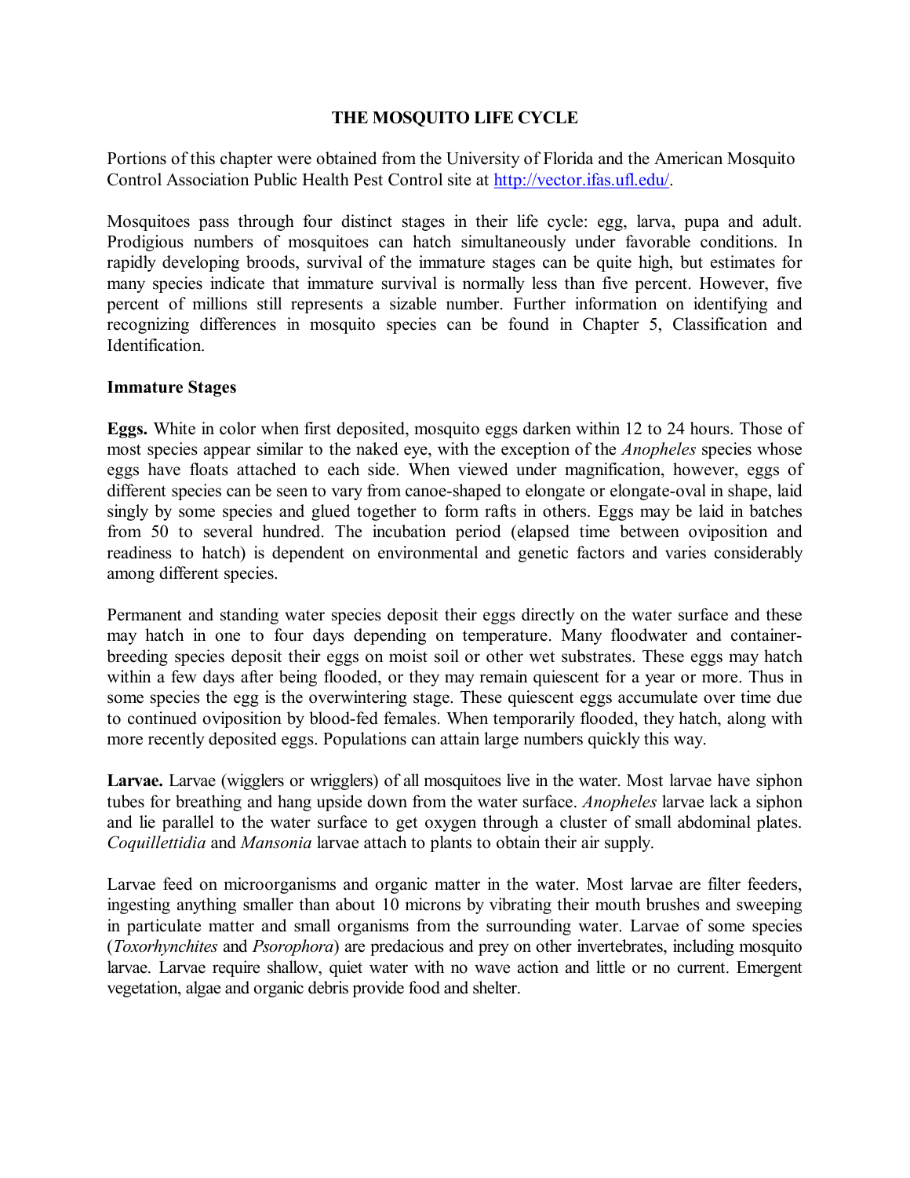# THE MOSQUITO LIFE CYCLE

Portions of this chapter were obtained from the University of Florida and the American Mosquito Control Association Public Health Pest Control site at [http://vector.ifas.ufl.edu/](http://vector.ifas.ufl.edu/).

Mosquitoes pass through four distinct stages in their life cycle: egg, larva, pupa and adult. Prodigious numbers of mosquitoes can hatch simultaneously under favorable conditions. In rapidly developing broods, survival of the immature stages can be quite high, but estimates for many species indicate that immature survival is normally less than five percent. However, five percent of millions still represents a sizable number. Further information on identifying and recognizing differences in mosquito species can be found in Chapter 5, Classification and Identification.

## Immature Stages

**Eggs.** White in color when first deposited, mosquito eggs darken within 12 to 24 hours. Those of most species appear similar to the naked eye, with the exception of the *Anopheles* species whose eggs have floats attached to each side. When viewed under magnification, however, eggs of different species can be seen to vary from canoe-shaped to elongate or elongate-oval in shape, laid singly by some species and glued together to form rafts in others. Eggs may be laid in batches from 50 to several hundred. The incubation period (elapsed time between oviposition and readiness to hatch) is dependent on environmental and genetic factors and varies considerably among different species.

Permanent and standing water species deposit their eggs directly on the water surface and these may hatch in one to four days depending on temperature. Many floodwater and container-breeding species deposit their eggs on moist soil or other wet substrates. These eggs may hatch within a few days after being flooded, or they may remain quiescent for a year or more. Thus in some species the egg is the overwintering stage. These quiescent eggs accumulate over time due to continued oviposition by blood-fed females. When temporarily flooded, they hatch, along with more recently deposited eggs. Populations can attain large numbers quickly this way.

**Larvae.** Larvae (wigglers or wrigglers) of all mosquitoes live in the water. Most larvae have siphon tubes for breathing and hang upside down from the water surface. *Anopheles* larvae lack a siphon and lie parallel to the water surface to get oxygen through a cluster of small abdominal plates. *Coquillettidia* and *Mansonia* larvae attach to plants to obtain their air supply.

Larvae feed on microorganisms and organic matter in the water. Most larvae are filter feeders, ingesting anything smaller than about 10 microns by vibrating their mouth brushes and sweeping in particulate matter and small organisms from the surrounding water. Larvae of some species (*Toxorhynchites* and *Psorophora*) are predacious and prey on other invertebrates, including mosquito larvae. Larvae require shallow, quiet water with no wave action and little or no current. Emergent vegetation, algae and organic debris provide food and shelter.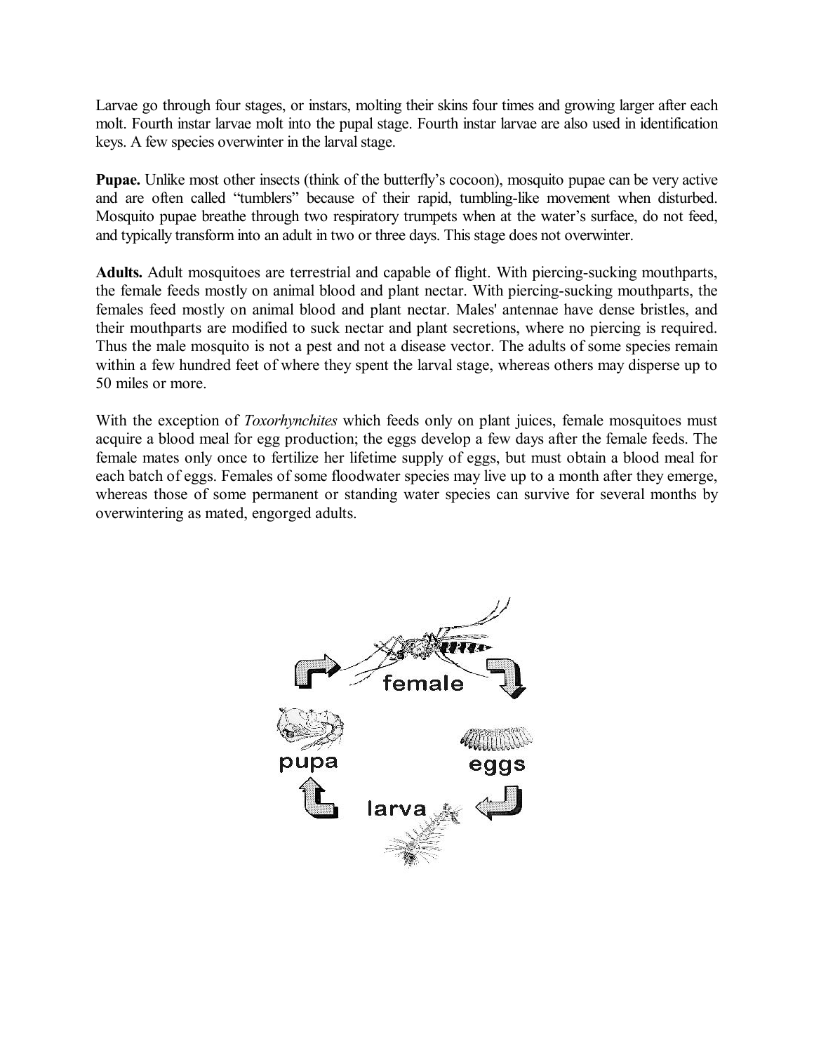Larvae go through four stages, or instars, molting their skins four times and growing larger after each molt. Fourth instar larvae molt into the pupal stage. Fourth instar larvae are also used in identification keys. A few species overwinter in the larval stage.

**Pupae.** Unlike most other insects (think of the butterfly's cocoon), mosquito pupae can be very active and are often called "tumblers" because of their rapid, tumbling-like movement when disturbed. Mosquito pupae breathe through two respiratory trumpets when at the water's surface, do not feed, and typically transform into an adult in two or three days. This stage does not overwinter.

**Adults.** Adult mosquitoes are terrestrial and capable of flight. With piercing-sucking mouthparts, the female feeds mostly on animal blood and plant nectar. With piercing-sucking mouthparts, the females feed mostly on animal blood and plant nectar. Males' antennae have dense bristles, and their mouthparts are modified to suck nectar and plant secretions, where no piercing is required. Thus the male mosquito is not a pest and not a disease vector. The adults of some species remain within a few hundred feet of where they spent the larval stage, whereas others may disperse up to 50 miles or more.

With the exception of *Toxorhynchites* which feeds only on plant juices, female mosquitoes must acquire a blood meal for egg production; the eggs develop a few days after the female feeds. The female mates only once to fertilize her lifetime supply of eggs, but must obtain a blood meal for each batch of eggs. Females of some floodwater species may live up to a month after they emerge, whereas those of some permanent or standing water species can survive for several months by overwintering as mated, engorged adults.

female

eggs

larva

pupa